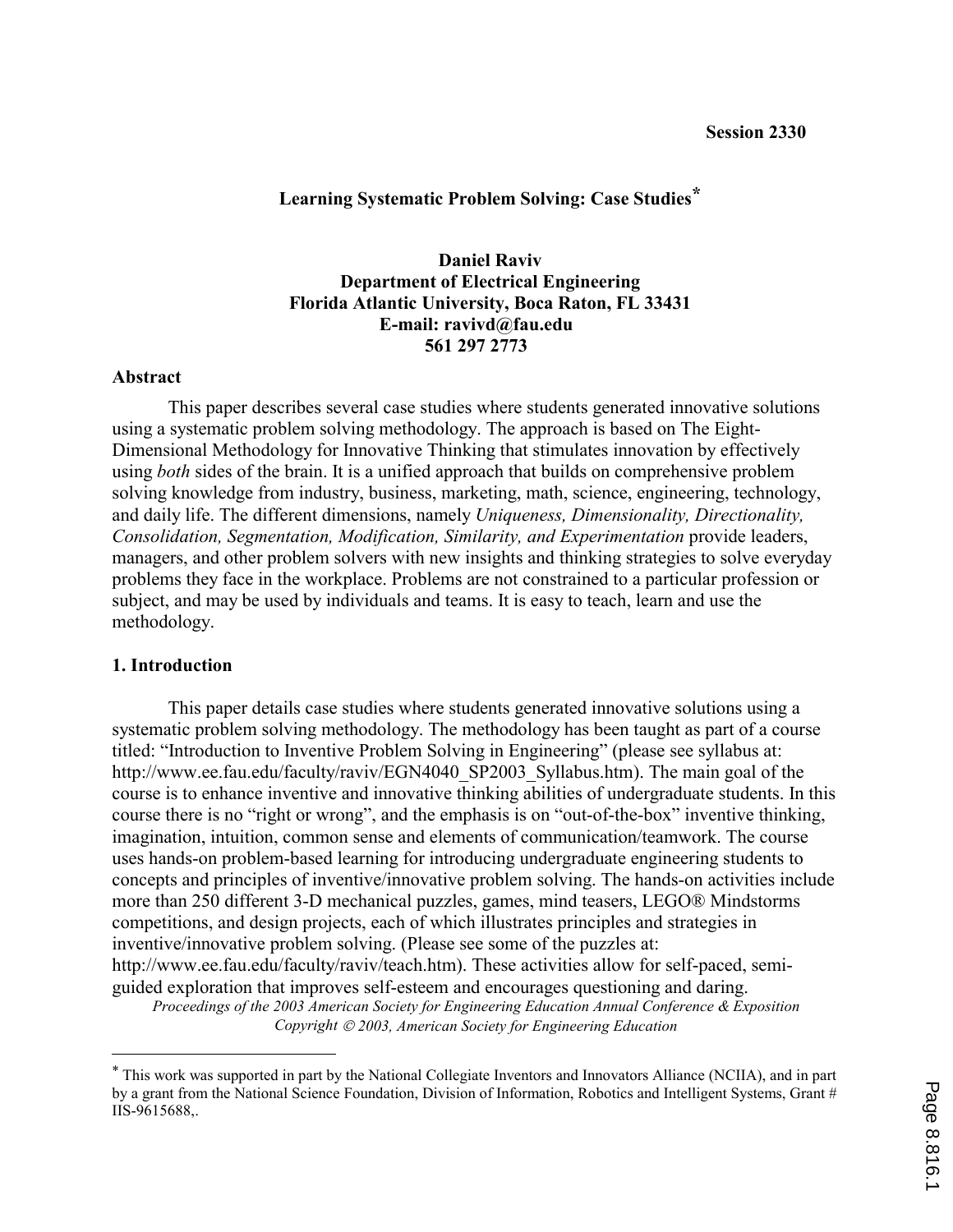**Session 2330**

# Learning Systematic Problem Solving: Case Studies*

**Daniel Raviv**
**Department of Electrical Engineering**
**Florida Atlantic University, Boca Raton, FL 33431**
**E-mail: ravivd@fau.edu**
**561 297 2773**

## Abstract

This paper describes several case studies where students generated innovative solutions using a systematic problem solving methodology. The approach is based on The Eight-Dimensional Methodology for Innovative Thinking that stimulates innovation by effectively using *both* sides of the brain. It is a unified approach that builds on comprehensive problem solving knowledge from industry, business, marketing, math, science, engineering, technology, and daily life. The different dimensions, namely *Uniqueness, Dimensionality, Directionality, Consolidation, Segmentation, Modification, Similarity, and Experimentation* provide leaders, managers, and other problem solvers with new insights and thinking strategies to solve everyday problems they face in the workplace. Problems are not constrained to a particular profession or subject, and may be used by individuals and teams. It is easy to teach, learn and use the methodology.

## 1. Introduction

This paper details case studies where students generated innovative solutions using a systematic problem solving methodology. The methodology has been taught as part of a course titled: "Introduction to Inventive Problem Solving in Engineering" (please see syllabus at: http://www.ee.fau.edu/faculty/raviv/EGN4040_SP2003_Syllabus.htm). The main goal of the course is to enhance inventive and innovative thinking abilities of undergraduate students. In this course there is no "right or wrong", and the emphasis is on "out-of-the-box" inventive thinking, imagination, intuition, common sense and elements of communication/teamwork. The course uses hands-on problem-based learning for introducing undergraduate engineering students to concepts and principles of inventive/innovative problem solving. The hands-on activities include more than 250 different 3-D mechanical puzzles, games, mind teasers, LEGO® Mindstorms competitions, and design projects, each of which illustrates principles and strategies in inventive/innovative problem solving. (Please see some of the puzzles at: http://www.ee.fau.edu/faculty/raviv/teach.htm). These activities allow for self-paced, semi-guided exploration that improves self-esteem and encourages questioning and daring.

* This work was supported in part by the National Collegiate Inventors and Innovators Alliance (NCIIA), and in part by a grant from the National Science Foundation, Division of Information, Robotics and Intelligent Systems, Grant # IIS-9615688,.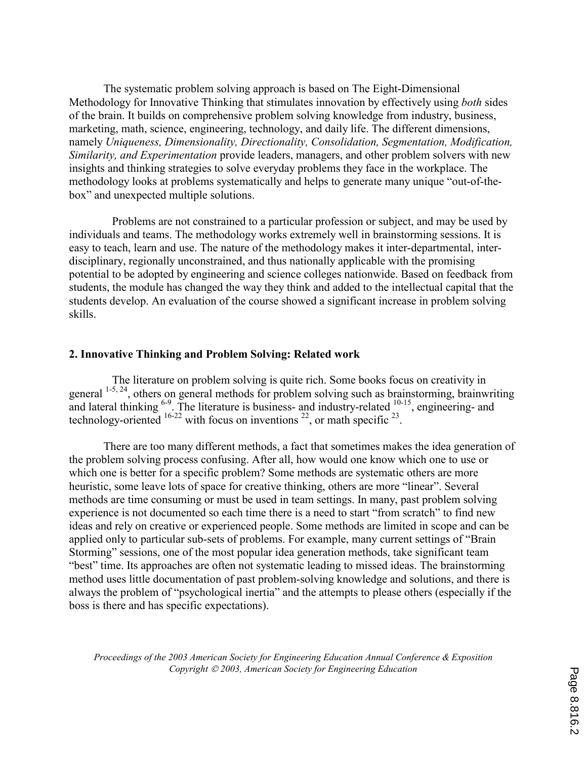The systematic problem solving approach is based on The Eight-Dimensional Methodology for Innovative Thinking that stimulates innovation by effectively using *both* sides of the brain. It builds on comprehensive problem solving knowledge from industry, business, marketing, math, science, engineering, technology, and daily life. The different dimensions, namely *Uniqueness, Dimensionality, Directionality, Consolidation, Segmentation, Modification, Similarity, and Experimentation* provide leaders, managers, and other problem solvers with new insights and thinking strategies to solve everyday problems they face in the workplace. The methodology looks at problems systematically and helps to generate many unique "out-of-the-box" and unexpected multiple solutions.

Problems are not constrained to a particular profession or subject, and may be used by individuals and teams. The methodology works extremely well in brainstorming sessions. It is easy to teach, learn and use. The nature of the methodology makes it inter-departmental, inter-disciplinary, regionally unconstrained, and thus nationally applicable with the promising potential to be adopted by engineering and science colleges nationwide. Based on feedback from students, the module has changed the way they think and added to the intellectual capital that the students develop. An evaluation of the course showed a significant increase in problem solving skills.

## 2. Innovative Thinking and Problem Solving: Related work

The literature on problem solving is quite rich. Some books focus on creativity in general [1-5, 24], others on general methods for problem solving such as brainstorming, brainwriting and lateral thinking [6-9]. The literature is business- and industry-related [10-15], engineering- and technology-oriented [16-22] with focus on inventions [22], or math specific [23].

There are too many different methods, a fact that sometimes makes the idea generation of the problem solving process confusing. After all, how would one know which one to use or which one is better for a specific problem? Some methods are systematic others are more heuristic, some leave lots of space for creative thinking, others are more "linear". Several methods are time consuming or must be used in team settings. In many, past problem solving experience is not documented so each time there is a need to start "from scratch" to find new ideas and rely on creative or experienced people. Some methods are limited in scope and can be applied only to particular sub-sets of problems. For example, many current settings of "Brain Storming" sessions, one of the most popular idea generation methods, take significant team "best" time. Its approaches are often not systematic leading to missed ideas. The brainstorming method uses little documentation of past problem-solving knowledge and solutions, and there is always the problem of "psychological inertia" and the attempts to please others (especially if the boss is there and has specific expectations).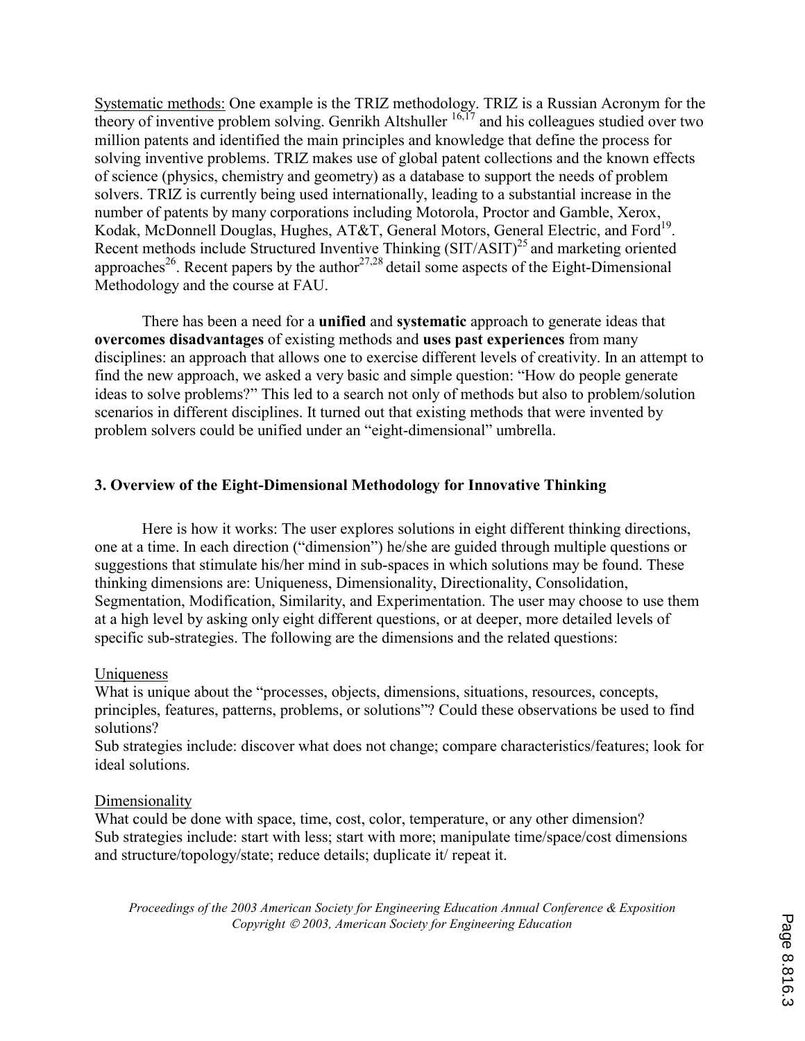Systematic methods: One example is the TRIZ methodology. TRIZ is a Russian Acronym for the theory of inventive problem solving. Genrikh Altshuller [16,17] and his colleagues studied over two million patents and identified the main principles and knowledge that define the process for solving inventive problems. TRIZ makes use of global patent collections and the known effects of science (physics, chemistry and geometry) as a database to support the needs of problem solvers. TRIZ is currently being used internationally, leading to a substantial increase in the number of patents by many corporations including Motorola, Proctor and Gamble, Xerox, Kodak, McDonnell Douglas, Hughes, AT&T, General Motors, General Electric, and Ford[19]. Recent methods include Structured Inventive Thinking (SIT/ASIT)[25] and marketing oriented approaches[26]. Recent papers by the author[27,28] detail some aspects of the Eight-Dimensional Methodology and the course at FAU.

There has been a need for a **unified** and **systematic** approach to generate ideas that **overcomes disadvantages** of existing methods and **uses past experiences** from many disciplines: an approach that allows one to exercise different levels of creativity. In an attempt to find the new approach, we asked a very basic and simple question: "How do people generate ideas to solve problems?" This led to a search not only of methods but also to problem/solution scenarios in different disciplines. It turned out that existing methods that were invented by problem solvers could be unified under an "eight-dimensional" umbrella.

## 3. Overview of the Eight-Dimensional Methodology for Innovative Thinking

Here is how it works: The user explores solutions in eight different thinking directions, one at a time. In each direction ("dimension") he/she are guided through multiple questions or suggestions that stimulate his/her mind in sub-spaces in which solutions may be found. These thinking dimensions are: Uniqueness, Dimensionality, Directionality, Consolidation, Segmentation, Modification, Similarity, and Experimentation. The user may choose to use them at a high level by asking only eight different questions, or at deeper, more detailed levels of specific sub-strategies. The following are the dimensions and the related questions:

Uniqueness

What is unique about the "processes, objects, dimensions, situations, resources, concepts, principles, features, patterns, problems, or solutions"? Could these observations be used to find solutions?

Sub strategies include: discover what does not change; compare characteristics/features; look for ideal solutions.

Dimensionality

What could be done with space, time, cost, color, temperature, or any other dimension?

Sub strategies include: start with less; start with more; manipulate time/space/cost dimensions and structure/topology/state; reduce details; duplicate it/ repeat it.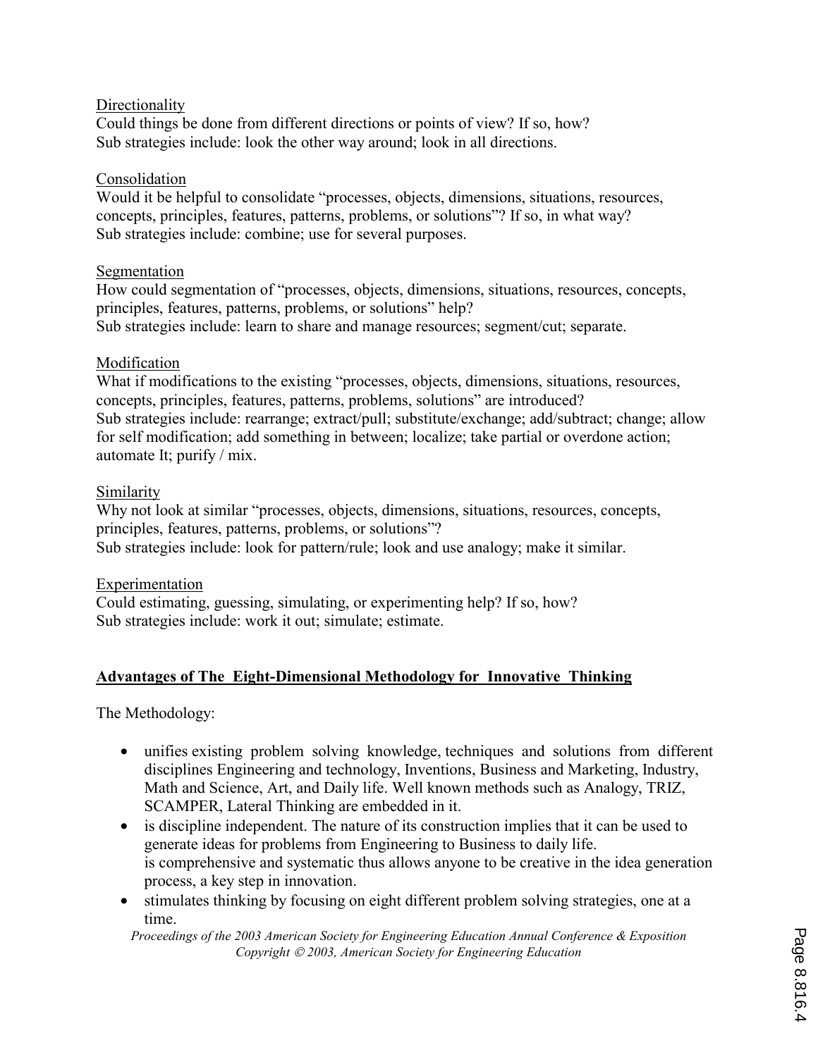Directionality

Could things be done from different directions or points of view? If so, how?
Sub strategies include: look the other way around; look in all directions.

Consolidation

Would it be helpful to consolidate "processes, objects, dimensions, situations, resources, concepts, principles, features, patterns, problems, or solutions"? If so, in what way?
Sub strategies include: combine; use for several purposes.

Segmentation

How could segmentation of "processes, objects, dimensions, situations, resources, concepts, principles, features, patterns, problems, or solutions" help?
Sub strategies include: learn to share and manage resources; segment/cut; separate.

Modification

What if modifications to the existing "processes, objects, dimensions, situations, resources, concepts, principles, features, patterns, problems, solutions" are introduced?
Sub strategies include: rearrange; extract/pull; substitute/exchange; add/subtract; change; allow for self modification; add something in between; localize; take partial or overdone action; automate It; purify / mix.

Similarity

Why not look at similar "processes, objects, dimensions, situations, resources, concepts, principles, features, patterns, problems, or solutions"?
Sub strategies include: look for pattern/rule; look and use analogy; make it similar.

Experimentation

Could estimating, guessing, simulating, or experimenting help? If so, how?
Sub strategies include: work it out; simulate; estimate.

## Advantages of The Eight-Dimensional Methodology for Innovative Thinking

The Methodology:

- unifies existing problem solving knowledge, techniques and solutions from different disciplines Engineering and technology, Inventions, Business and Marketing, Industry, Math and Science, Art, and Daily life. Well known methods such as Analogy, TRIZ, SCAMPER, Lateral Thinking are embedded in it.
- is discipline independent. The nature of its construction implies that it can be used to generate ideas for problems from Engineering to Business to daily life.
  is comprehensive and systematic thus allows anyone to be creative in the idea generation process, a key step in innovation.
- stimulates thinking by focusing on eight different problem solving strategies, one at a time.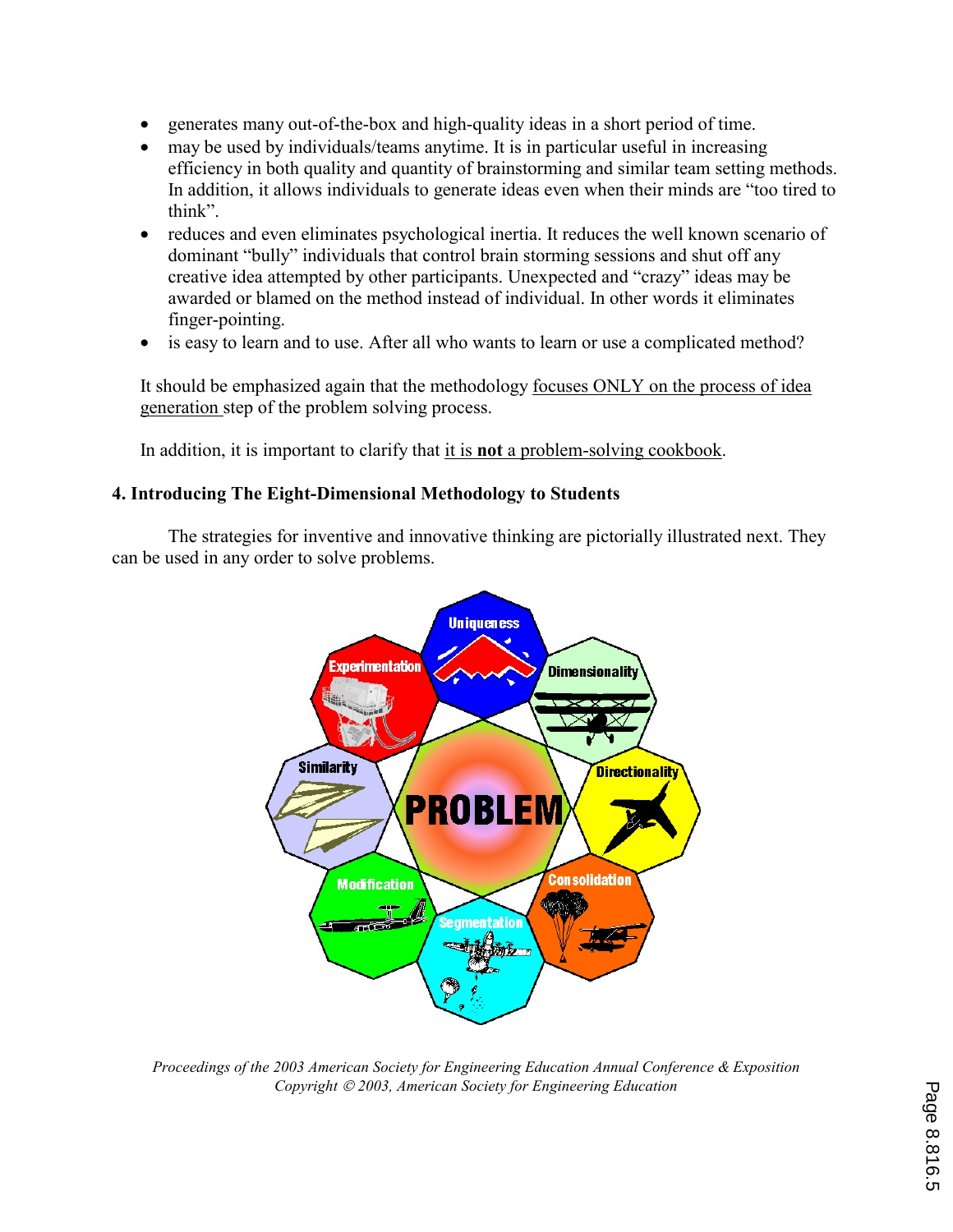- generates many out-of-the-box and high-quality ideas in a short period of time.
- may be used by individuals/teams anytime. It is in particular useful in increasing efficiency in both quality and quantity of brainstorming and similar team setting methods. In addition, it allows individuals to generate ideas even when their minds are "too tired to think".
- reduces and even eliminates psychological inertia. It reduces the well known scenario of dominant "bully" individuals that control brain storming sessions and shut off any creative idea attempted by other participants. Unexpected and "crazy" ideas may be awarded or blamed on the method instead of individual. In other words it eliminates finger-pointing.
- is easy to learn and to use. After all who wants to learn or use a complicated method?

It should be emphasized again that the methodology focuses ONLY on the process of idea generation step of the problem solving process.

In addition, it is important to clarify that it is **not** a problem-solving cookbook.

### 4. Introducing The Eight-Dimensional Methodology to Students

The strategies for inventive and innovative thinking are pictorially illustrated next. They can be used in any order to solve problems.

Uniqueness
Dimensionality
Directionality
Consolidation
Segmentation
Modification
Similarity
Experimentation
PROBLEM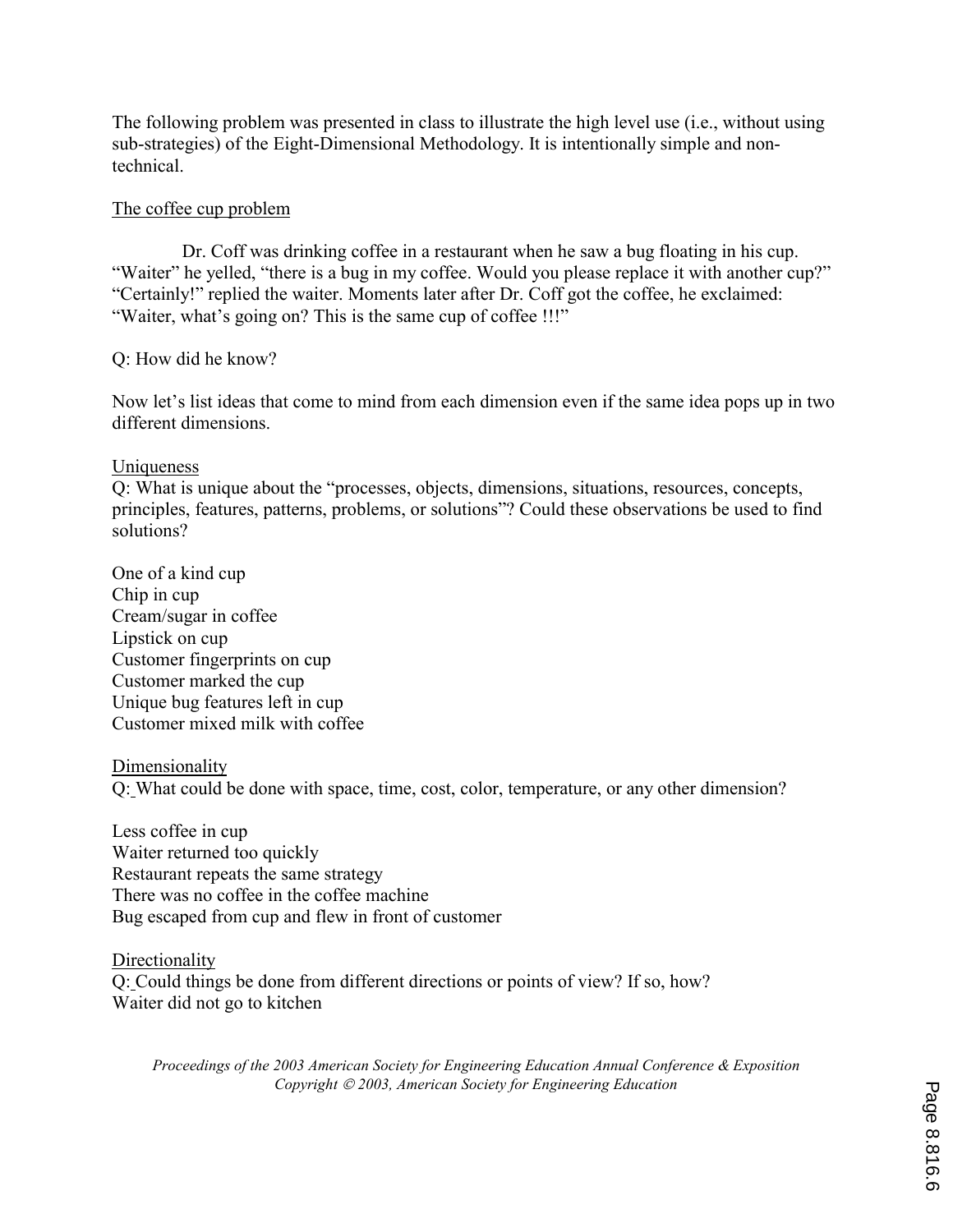The following problem was presented in class to illustrate the high level use (i.e., without using sub-strategies) of the Eight-Dimensional Methodology. It is intentionally simple and non-technical.

The coffee cup problem

Dr. Coff was drinking coffee in a restaurant when he saw a bug floating in his cup. "Waiter" he yelled, "there is a bug in my coffee. Would you please replace it with another cup?" "Certainly!" replied the waiter. Moments later after Dr. Coff got the coffee, he exclaimed: "Waiter, what's going on? This is the same cup of coffee !!!"

Q: How did he know?

Now let's list ideas that come to mind from each dimension even if the same idea pops up in two different dimensions.

Uniqueness

Q: What is unique about the "processes, objects, dimensions, situations, resources, concepts, principles, features, patterns, problems, or solutions"? Could these observations be used to find solutions?

One of a kind cup
Chip in cup
Cream/sugar in coffee
Lipstick on cup
Customer fingerprints on cup
Customer marked the cup
Unique bug features left in cup
Customer mixed milk with coffee

Dimensionality

Q: What could be done with space, time, cost, color, temperature, or any other dimension?

Less coffee in cup
Waiter returned too quickly
Restaurant repeats the same strategy
There was no coffee in the coffee machine
Bug escaped from cup and flew in front of customer

Directionality

Q: Could things be done from different directions or points of view? If so, how?
Waiter did not go to kitchen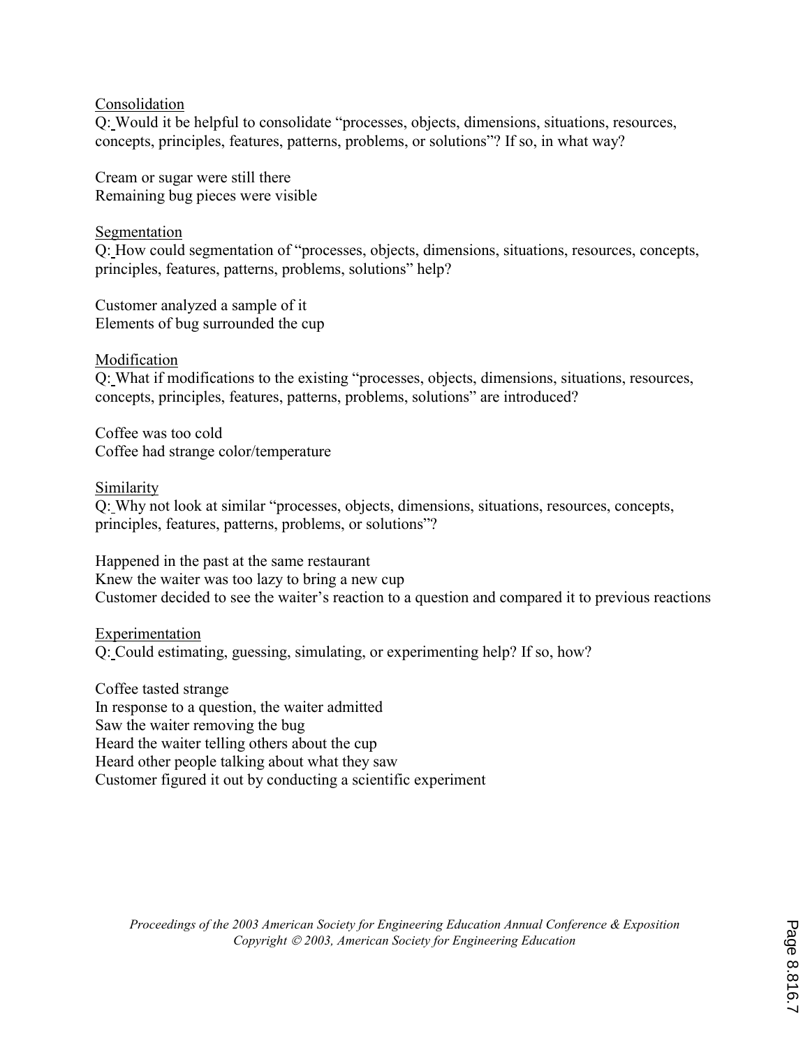<u>Consolidation</u>

Q: Would it be helpful to consolidate "processes, objects, dimensions, situations, resources, concepts, principles, features, patterns, problems, or solutions"? If so, in what way?

Cream or sugar were still there
Remaining bug pieces were visible

<u>Segmentation</u>

Q: How could segmentation of "processes, objects, dimensions, situations, resources, concepts, principles, features, patterns, problems, solutions" help?

Customer analyzed a sample of it
Elements of bug surrounded the cup

<u>Modification</u>

Q: What if modifications to the existing "processes, objects, dimensions, situations, resources, concepts, principles, features, patterns, problems, solutions" are introduced?

Coffee was too cold
Coffee had strange color/temperature

<u>Similarity</u>

Q: Why not look at similar "processes, objects, dimensions, situations, resources, concepts, principles, features, patterns, problems, or solutions"?

Happened in the past at the same restaurant
Knew the waiter was too lazy to bring a new cup
Customer decided to see the waiter's reaction to a question and compared it to previous reactions

<u>Experimentation</u>

Q: Could estimating, guessing, simulating, or experimenting help? If so, how?

Coffee tasted strange
In response to a question, the waiter admitted
Saw the waiter removing the bug
Heard the waiter telling others about the cup
Heard other people talking about what they saw
Customer figured it out by conducting a scientific experiment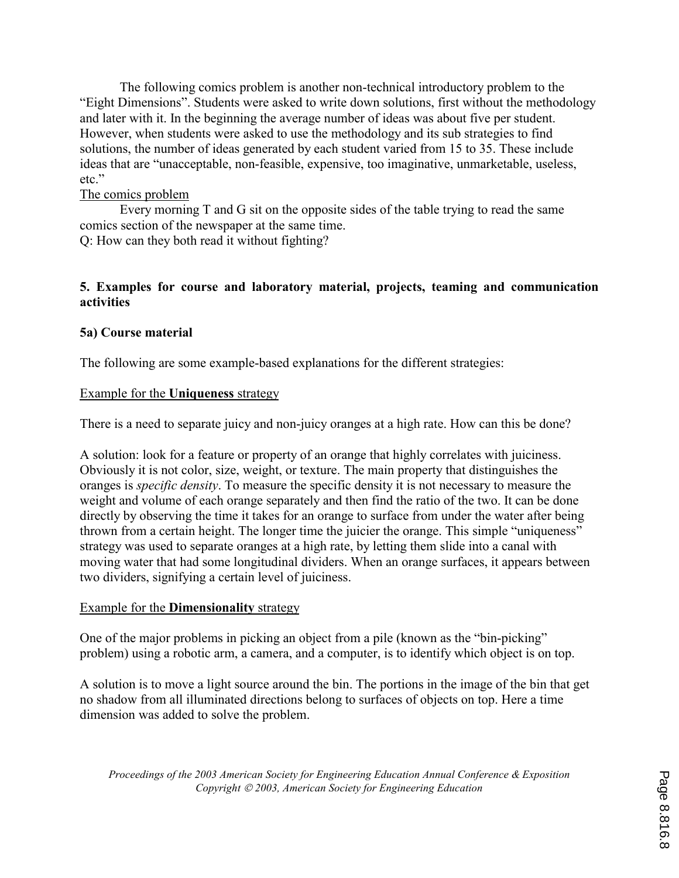The following comics problem is another non-technical introductory problem to the "Eight Dimensions". Students were asked to write down solutions, first without the methodology and later with it. In the beginning the average number of ideas was about five per student. However, when students were asked to use the methodology and its sub strategies to find solutions, the number of ideas generated by each student varied from 15 to 35. These include ideas that are "unacceptable, non-feasible, expensive, too imaginative, unmarketable, useless, etc."

The comics problem

Every morning T and G sit on the opposite sides of the table trying to read the same comics section of the newspaper at the same time.

Q: How can they both read it without fighting?

## 5. Examples for course and laboratory material, projects, teaming and communication activities

### 5a) Course material

The following are some example-based explanations for the different strategies:

Example for the **Uniqueness** strategy

There is a need to separate juicy and non-juicy oranges at a high rate. How can this be done?

A solution: look for a feature or property of an orange that highly correlates with juiciness. Obviously it is not color, size, weight, or texture. The main property that distinguishes the oranges is *specific density*. To measure the specific density it is not necessary to measure the weight and volume of each orange separately and then find the ratio of the two. It can be done directly by observing the time it takes for an orange to surface from under the water after being thrown from a certain height. The longer time the juicier the orange. This simple "uniqueness" strategy was used to separate oranges at a high rate, by letting them slide into a canal with moving water that had some longitudinal dividers. When an orange surfaces, it appears between two dividers, signifying a certain level of juiciness.

Example for the **Dimensionality** strategy

One of the major problems in picking an object from a pile (known as the "bin-picking" problem) using a robotic arm, a camera, and a computer, is to identify which object is on top.

A solution is to move a light source around the bin. The portions in the image of the bin that get no shadow from all illuminated directions belong to surfaces of objects on top. Here a time dimension was added to solve the problem.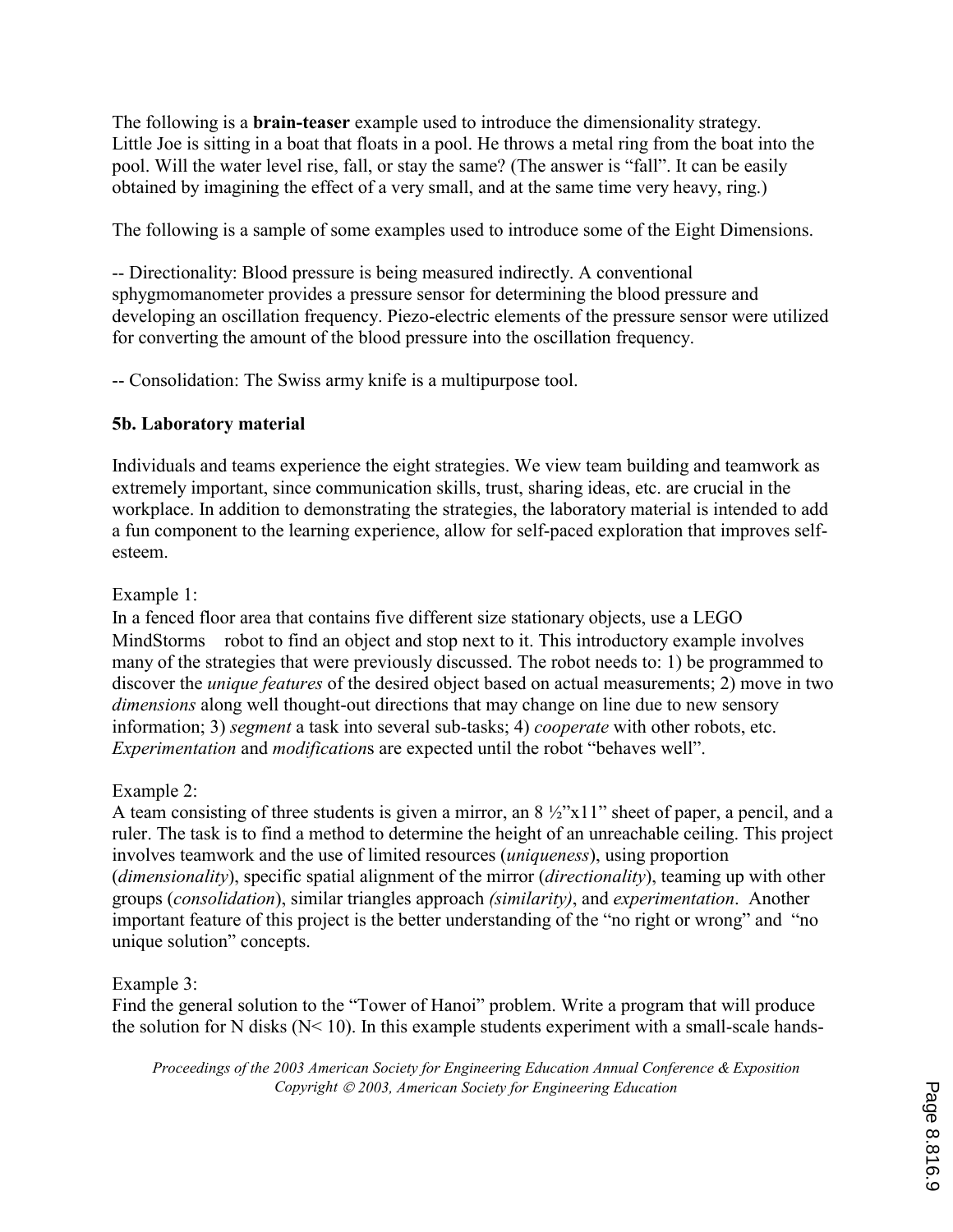The following is a **brain-teaser** example used to introduce the dimensionality strategy. Little Joe is sitting in a boat that floats in a pool. He throws a metal ring from the boat into the pool. Will the water level rise, fall, or stay the same? (The answer is "fall". It can be easily obtained by imagining the effect of a very small, and at the same time very heavy, ring.)

The following is a sample of some examples used to introduce some of the Eight Dimensions.

-- Directionality: Blood pressure is being measured indirectly. A conventional sphygmomanometer provides a pressure sensor for determining the blood pressure and developing an oscillation frequency. Piezo-electric elements of the pressure sensor were utilized for converting the amount of the blood pressure into the oscillation frequency.

-- Consolidation: The Swiss army knife is a multipurpose tool.

### 5b. Laboratory material

Individuals and teams experience the eight strategies. We view team building and teamwork as extremely important, since communication skills, trust, sharing ideas, etc. are crucial in the workplace. In addition to demonstrating the strategies, the laboratory material is intended to add a fun component to the learning experience, allow for self-paced exploration that improves self-esteem.

Example 1:
In a fenced floor area that contains five different size stationary objects, use a LEGO MindStorms robot to find an object and stop next to it. This introductory example involves many of the strategies that were previously discussed. The robot needs to: 1) be programmed to discover the *unique features* of the desired object based on actual measurements; 2) move in two *dimensions* along well thought-out directions that may change on line due to new sensory information; 3) *segment* a task into several sub-tasks; 4) *cooperate* with other robots, etc. *Experimentation* and *modification*s are expected until the robot "behaves well".

Example 2:
A team consisting of three students is given a mirror, an 8 ½"x11" sheet of paper, a pencil, and a ruler. The task is to find a method to determine the height of an unreachable ceiling. This project involves teamwork and the use of limited resources (*uniqueness*), using proportion (*dimensionality*), specific spatial alignment of the mirror (*directionality*), teaming up with other groups (*consolidation*), similar triangles approach *(similarity)*, and *experimentation*. Another important feature of this project is the better understanding of the "no right or wrong" and "no unique solution" concepts.

Example 3:
Find the general solution to the "Tower of Hanoi" problem. Write a program that will produce the solution for N disks ($N< 10$). In this example students experiment with a small-scale hands-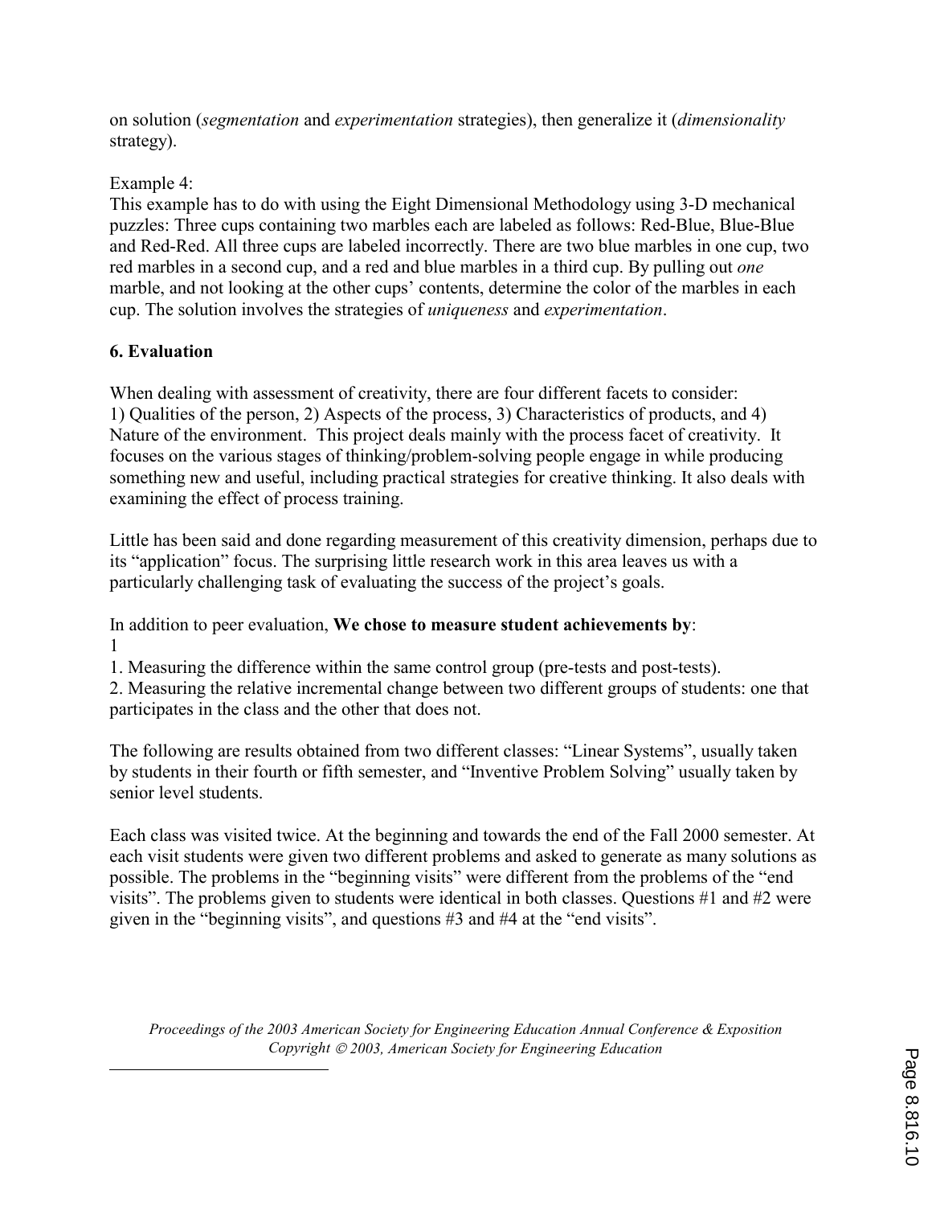on solution (*segmentation* and *experimentation* strategies), then generalize it (*dimensionality* strategy).

Example 4:
This example has to do with using the Eight Dimensional Methodology using 3-D mechanical puzzles: Three cups containing two marbles each are labeled as follows: Red-Blue, Blue-Blue and Red-Red. All three cups are labeled incorrectly. There are two blue marbles in one cup, two red marbles in a second cup, and a red and blue marbles in a third cup. By pulling out *one* marble, and not looking at the other cups' contents, determine the color of the marbles in each cup. The solution involves the strategies of *uniqueness* and *experimentation*.

## 6. Evaluation

When dealing with assessment of creativity, there are four different facets to consider:
1) Qualities of the person, 2) Aspects of the process, 3) Characteristics of products, and 4) Nature of the environment. This project deals mainly with the process facet of creativity. It focuses on the various stages of thinking/problem-solving people engage in while producing something new and useful, including practical strategies for creative thinking. It also deals with examining the effect of process training.

Little has been said and done regarding measurement of this creativity dimension, perhaps due to its "application" focus. The surprising little research work in this area leaves us with a particularly challenging task of evaluating the success of the project's goals.

In addition to peer evaluation, **We chose to measure student achievements by**:
1

1. Measuring the difference within the same control group (pre-tests and post-tests).
2. Measuring the relative incremental change between two different groups of students: one that participates in the class and the other that does not.

The following are results obtained from two different classes: "Linear Systems", usually taken by students in their fourth or fifth semester, and "Inventive Problem Solving" usually taken by senior level students.

Each class was visited twice. At the beginning and towards the end of the Fall 2000 semester. At each visit students were given two different problems and asked to generate as many solutions as possible. The problems in the "beginning visits" were different from the problems of the "end visits". The problems given to students were identical in both classes. Questions #1 and #2 were given in the "beginning visits", and questions #3 and #4 at the "end visits".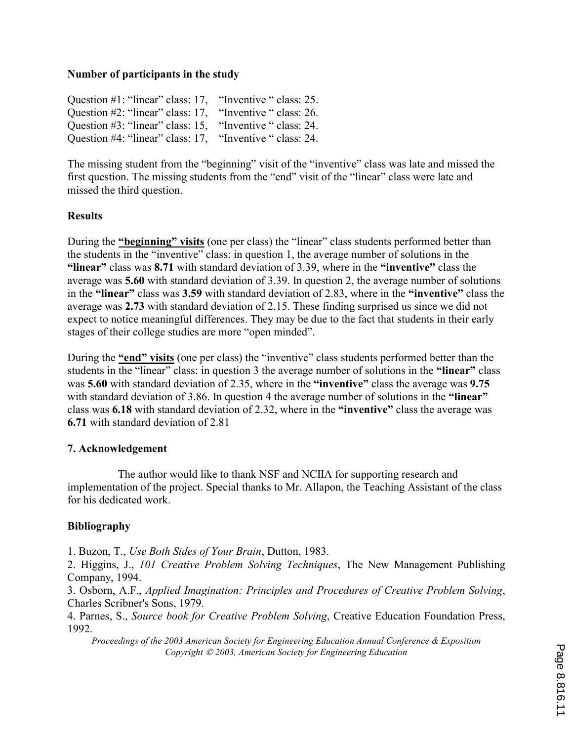**Number of participants in the study**

Question #1: “linear” class: 17, “Inventive “ class: 25.
Question #2: “linear” class: 17, “Inventive “ class: 26.
Question #3: “linear” class: 15, “Inventive “ class: 24.
Question #4: “linear” class: 17, “Inventive “ class: 24.

The missing student from the “beginning” visit of the “inventive” class was late and missed the first question. The missing students from the “end” visit of the “linear” class were late and missed the third question.

**Results**

During the **<u>“beginning” visits</u>** (one per class) the “linear” class students performed better than the students in the “inventive” class: in question 1, the average number of solutions in the **“linear”** class was **8.71** with standard deviation of 3.39, where in the **“inventive”** class the average was **5.60** with standard deviation of 3.39. In question 2, the average number of solutions in the **“linear”** class was **3.59** with standard deviation of 2.83, where in the **“inventive”** class the average was **2.73** with standard deviation of 2.15. These finding surprised us since we did not expect to notice meaningful differences. They may be due to the fact that students in their early stages of their college studies are more “open minded”.

During the **<u>“end” visits</u>** (one per class) the “inventive” class students performed better than the students in the “linear” class: in question 3 the average number of solutions in the **“linear”** class was **5.60** with standard deviation of 2.35, where in the **“inventive”** class the average was **9.75** with standard deviation of 3.86. In question 4 the average number of solutions in the **“linear”** class was **6.18** with standard deviation of 2.32, where in the **“inventive”** class the average was **6.71** with standard deviation of 2.81

**7. Acknowledgement**

The author would like to thank NSF and NCIIA for supporting research and implementation of the project. Special thanks to Mr. Allapon, the Teaching Assistant of the class for his dedicated work.

**Bibliography**

1. Buzon, T., *Use Both Sides of Your Brain*, Dutton, 1983.
2. Higgins, J., *101 Creative Problem Solving Techniques*, The New Management Publishing Company, 1994.
3. Osborn, A.F., *Applied Imagination: Principles and Procedures of Creative Problem Solving*, Charles Scribner's Sons, 1979.
4. Parnes, S., *Source book for Creative Problem Solving*, Creative Education Foundation Press, 1992.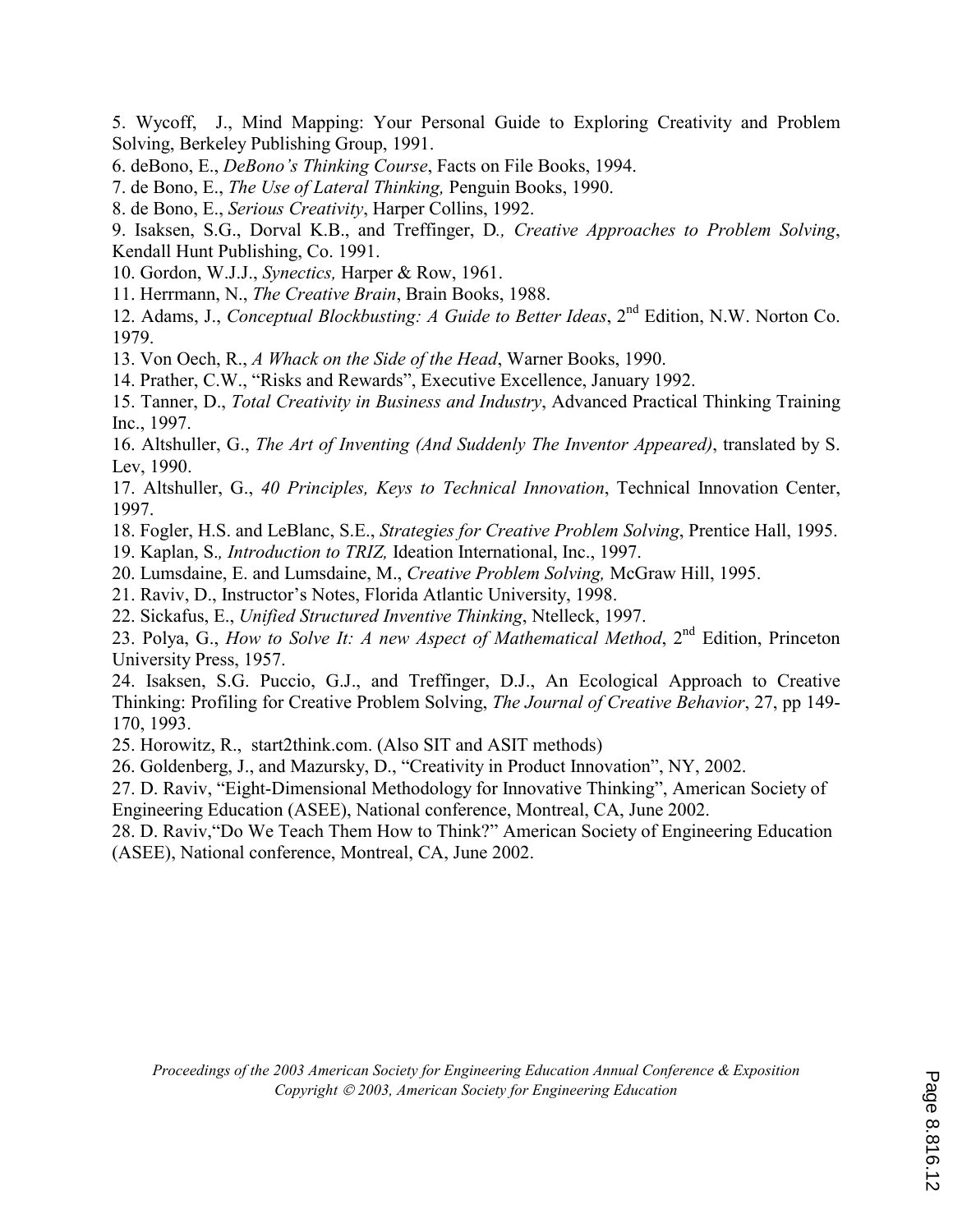5. Wycoff, J., Mind Mapping: Your Personal Guide to Exploring Creativity and Problem Solving, Berkeley Publishing Group, 1991.

6. deBono, E., *DeBono's Thinking Course*, Facts on File Books, 1994.

7. de Bono, E., *The Use of Lateral Thinking,* Penguin Books, 1990.

8. de Bono, E., *Serious Creativity*, Harper Collins, 1992.

9. Isaksen, S.G., Dorval K.B., and Treffinger, D*., Creative Approaches to Problem Solving*, Kendall Hunt Publishing, Co. 1991.

10. Gordon, W.J.J., *Synectics,* Harper & Row, 1961.

11. Herrmann, N., *The Creative Brain*, Brain Books, 1988.

12. Adams, J., *Conceptual Blockbusting: A Guide to Better Ideas*, 2nd Edition, N.W. Norton Co. 1979.

13. Von Oech, R., *A Whack on the Side of the Head*, Warner Books, 1990.

14. Prather, C.W., "Risks and Rewards", Executive Excellence, January 1992.

15. Tanner, D., *Total Creativity in Business and Industry*, Advanced Practical Thinking Training Inc., 1997.

16. Altshuller, G., *The Art of Inventing (And Suddenly The Inventor Appeared)*, translated by S. Lev, 1990.

17. Altshuller, G., *40 Principles, Keys to Technical Innovation*, Technical Innovation Center, 1997.

18. Fogler, H.S. and LeBlanc, S.E., *Strategies for Creative Problem Solving*, Prentice Hall, 1995.

19. Kaplan, S*., Introduction to TRIZ,* Ideation International, Inc., 1997.

20. Lumsdaine, E. and Lumsdaine, M., *Creative Problem Solving,* McGraw Hill, 1995.

21. Raviv, D., Instructor's Notes, Florida Atlantic University, 1998.

22. Sickafus, E., *Unified Structured Inventive Thinking*, Ntelleck, 1997.

23. Polya, G., *How to Solve It: A new Aspect of Mathematical Method*, 2nd Edition, Princeton University Press, 1957.

24. Isaksen, S.G. Puccio, G.J., and Treffinger, D.J., An Ecological Approach to Creative Thinking: Profiling for Creative Problem Solving, *The Journal of Creative Behavior*, 27, pp 149-170, 1993.

25. Horowitz, R., start2think.com. (Also SIT and ASIT methods)

26. Goldenberg, J., and Mazursky, D., "Creativity in Product Innovation", NY, 2002.

27. D. Raviv, "Eight-Dimensional Methodology for Innovative Thinking", American Society of Engineering Education (ASEE), National conference, Montreal, CA, June 2002.

28. D. Raviv,"Do We Teach Them How to Think?" American Society of Engineering Education (ASEE), National conference, Montreal, CA, June 2002.